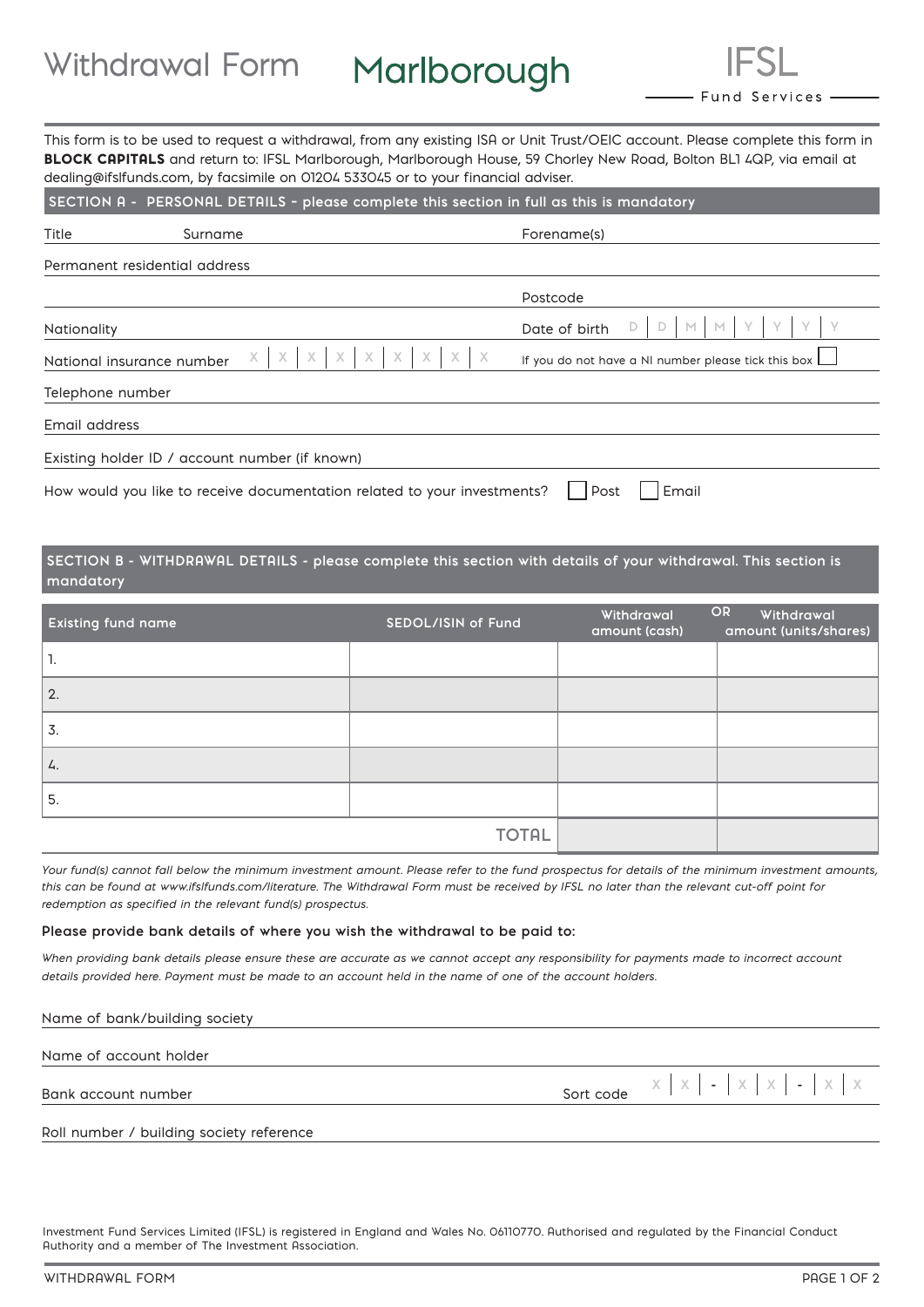# Withdrawal Form

Marlborough

IFSL Fund Services

This form is to be used to request a withdrawal, from any existing ISA or Unit Trust/OEIC account. Please complete this form in **BLOCK CAPITALS** and return to: IFSL Marlborough, Marlborough House, 59 Chorley New Road, Bolton BL1 4QP, via email at dealing@ifslfunds.com, by facsimile on 01204 533045 or to your financial adviser.

## SECTION A - PERSONAL DETAILS - please complete this section in full as this is mandatory

Title Surname Forename(s)

Permanent residential address

Postcode

Nationality

Date of birth D D M M Y Y Y Y

National insurance number X X X X X X X X X

If you do not have a NI number please tick this box ☐

Telephone number

Email address

Existing holder ID / account number (if known)

How would you like to receive documentation related to your investments? ☐ Post ☐ Email

## SECTION B - WITHDRAWAL DETAILS - please complete this section with details of your withdrawal. This section is mandatory

| Existing fund name | SEDOL/ISIN of Fund | Withdrawal amount (cash) | OR Withdrawal amount (units/shares) |
|---|---|---|---|
| 1. | | | |
| 2. | | | |
| 3. | | | |
| 4. | | | |
| 5. | | | |
| | TOTAL | | |

*Your fund(s) cannot fall below the minimum investment amount. Please refer to the fund prospectus for details of the minimum investment amounts, this can be found at www.ifslfunds.com/literature. The Withdrawal Form must be received by IFSL no later than the relevant cut-off point for redemption as specified in the relevant fund(s) prospectus.*

**Please provide bank details of where you wish the withdrawal to be paid to:**

*When providing bank details please ensure these are accurate as we cannot accept any responsibility for payments made to incorrect account details provided here. Payment must be made to an account held in the name of one of the account holders.*

Name of bank/building society

Name of account holder

Bank account number

Sort code X X - X X - X X

Roll number / building society reference

Investment Fund Services Limited (IFSL) is registered in England and Wales No. 06110770. Authorised and regulated by the Financial Conduct Authority and a member of The Investment Association.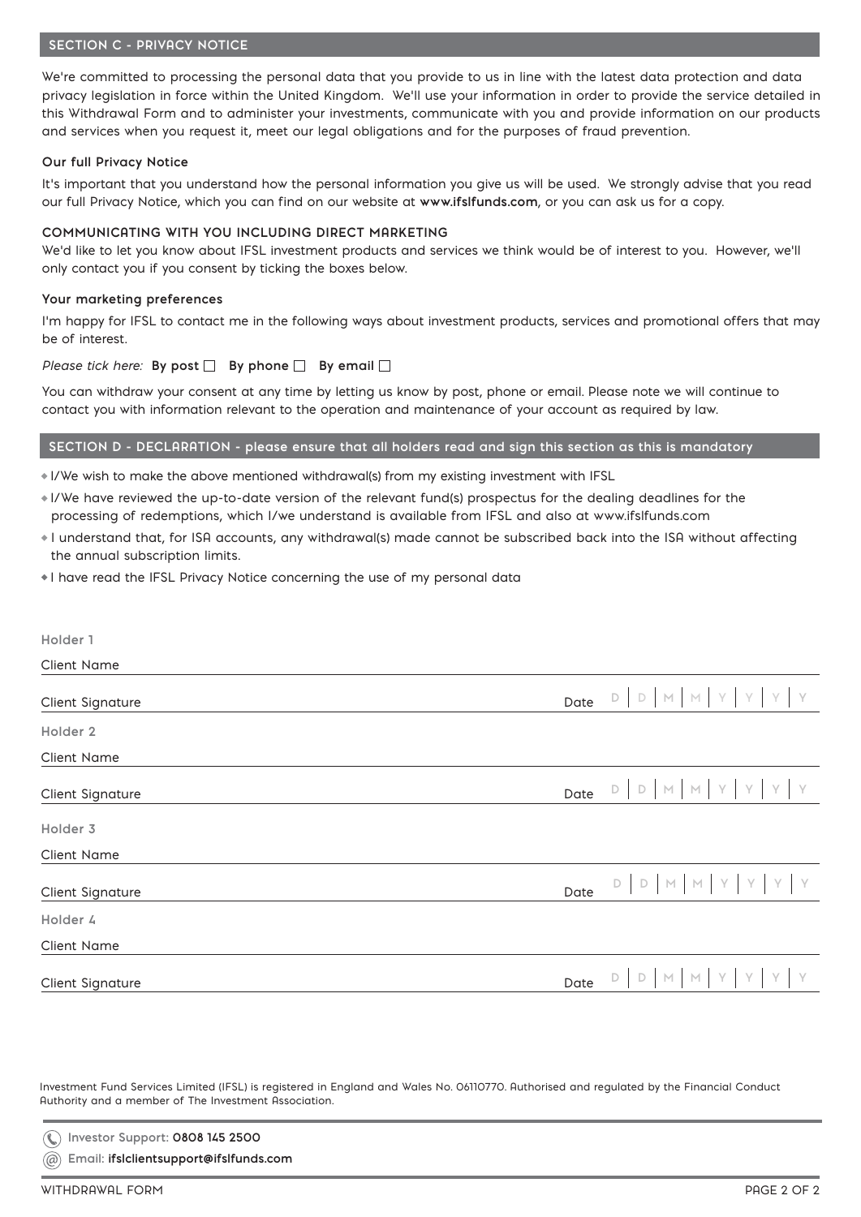## SECTION C - PRIVACY NOTICE

We're committed to processing the personal data that you provide to us in line with the latest data protection and data privacy legislation in force within the United Kingdom. We'll use your information in order to provide the service detailed in this Withdrawal Form and to administer your investments, communicate with you and provide information on our products and services when you request it, meet our legal obligations and for the purposes of fraud prevention.

### Our full Privacy Notice

It's important that you understand how the personal information you give us will be used. We strongly advise that you read our full Privacy Notice, which you can find on our website at **www.ifslfunds.com**, or you can ask us for a copy.

### COMMUNICATING WITH YOU INCLUDING DIRECT MARKETING

We'd like to let you know about IFSL investment products and services we think would be of interest to you. However, we'll only contact you if you consent by ticking the boxes below.

### Your marketing preferences

I'm happy for IFSL to contact me in the following ways about investment products, services and promotional offers that may be of interest.

*Please tick here:* **By post** ☐ **By phone** ☐ **By email** ☐

You can withdraw your consent at any time by letting us know by post, phone or email. Please note we will continue to contact you with information relevant to the operation and maintenance of your account as required by law.

## SECTION D - DECLARATION - please ensure that all holders read and sign this section as this is mandatory

- I/We wish to make the above mentioned withdrawal(s) from my existing investment with IFSL
- I/We have reviewed the up-to-date version of the relevant fund(s) prospectus for the dealing deadlines for the processing of redemptions, which I/we understand is available from IFSL and also at www.ifslfunds.com
- I understand that, for ISA accounts, any withdrawal(s) made cannot be subscribed back into the ISA without affecting the annual subscription limits.
- I have read the IFSL Privacy Notice concerning the use of my personal data

**Holder 1**

Client Name

Client Signature Date D D | M M | Y Y Y Y

**Holder 2**

Client Name

Client Signature Date D D | M M | Y Y Y Y

**Holder 3**

Client Name

Client Signature Date D D | M M | Y Y Y Y

**Holder 4**

Client Name

Client Signature Date D D | M M | Y Y Y Y

Investment Fund Services Limited (IFSL) is registered in England and Wales No. 06110770. Authorised and regulated by the Financial Conduct Authority and a member of The Investment Association.

Investor Support: **0808 145 2500**

Email: **ifslclientsupport@ifslfunds.com**